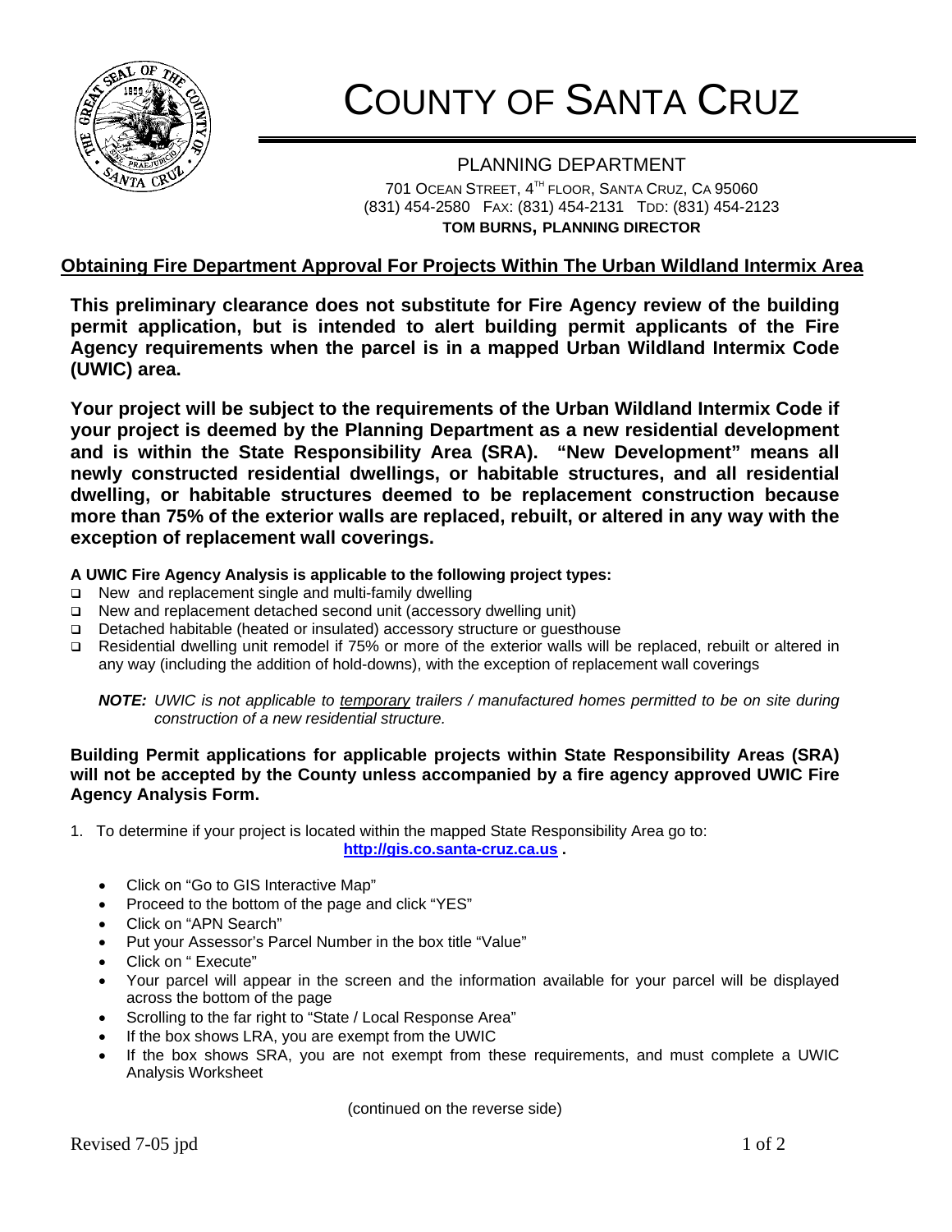# COUNTY OF SANTA CRUZ

## PLANNING DEPARTMENT

701 OCEAN STREET, 4TH FLOOR, SANTA CRUZ, CA 95060
(831) 454-2580 FAX: (831) 454-2131 TDD: (831) 454-2123
**TOM BURNS, PLANNING DIRECTOR**

## Obtaining Fire Department Approval For Projects Within The Urban Wildland Intermix Area

**This preliminary clearance does not substitute for Fire Agency review of the building permit application, but is intended to alert building permit applicants of the Fire Agency requirements when the parcel is in a mapped Urban Wildland Intermix Code (UWIC) area.**

**Your project will be subject to the requirements of the Urban Wildland Intermix Code if your project is deemed by the Planning Department as a new residential development and is within the State Responsibility Area (SRA). "New Development" means all newly constructed residential dwellings, or habitable structures, and all residential dwelling, or habitable structures deemed to be replacement construction because more than 75% of the exterior walls are replaced, rebuilt, or altered in any way with the exception of replacement wall coverings.**

**A UWIC Fire Agency Analysis is applicable to the following project types:**

- ❑ New and replacement single and multi-family dwelling
- ❑ New and replacement detached second unit (accessory dwelling unit)
- ❑ Detached habitable (heated or insulated) accessory structure or guesthouse
- ❑ Residential dwelling unit remodel if 75% or more of the exterior walls will be replaced, rebuilt or altered in any way (including the addition of hold-downs), with the exception of replacement wall coverings

***NOTE:*** *UWIC is not applicable to temporary trailers / manufactured homes permitted to be on site during construction of a new residential structure.*

**Building Permit applications for applicable projects within State Responsibility Areas (SRA) will not be accepted by the County unless accompanied by a fire agency approved UWIC Fire Agency Analysis Form.**

1. To determine if your project is located within the mapped State Responsibility Area go to: **http://gis.co.santa-cruz.ca.us .**

   - Click on "Go to GIS Interactive Map"
   - Proceed to the bottom of the page and click "YES"
   - Click on "APN Search"
   - Put your Assessor's Parcel Number in the box title "Value"
   - Click on " Execute"
   - Your parcel will appear in the screen and the information available for your parcel will be displayed across the bottom of the page
   - Scrolling to the far right to "State / Local Response Area"
   - If the box shows LRA, you are exempt from the UWIC
   - If the box shows SRA, you are not exempt from these requirements, and must complete a UWIC Analysis Worksheet

(continued on the reverse side)

Revised 7-05 jpd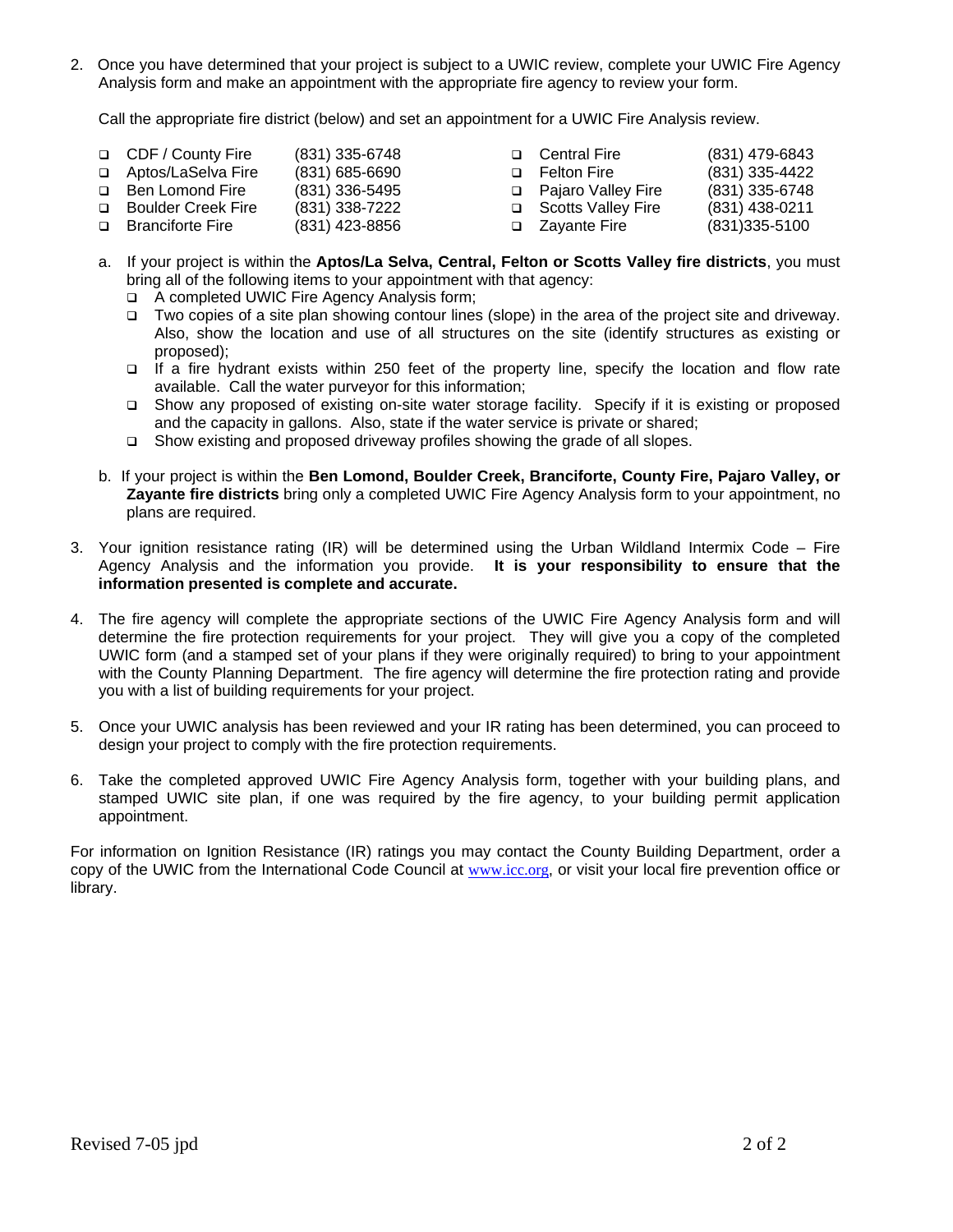2. Once you have determined that your project is subject to a UWIC review, complete your UWIC Fire Agency Analysis form and make an appointment with the appropriate fire agency to review your form.

   Call the appropriate fire district (below) and set an appointment for a UWIC Fire Analysis review.

   - ❑ CDF / County Fire (831) 335-6748
   - ❑ Aptos/LaSelva Fire (831) 685-6690
   - ❑ Ben Lomond Fire (831) 336-5495
   - ❑ Boulder Creek Fire (831) 338-7222
   - ❑ Branciforte Fire (831) 423-8856
   - ❑ Central Fire (831) 479-6843
   - ❑ Felton Fire (831) 335-4422
   - ❑ Pajaro Valley Fire (831) 335-6748
   - ❑ Scotts Valley Fire (831) 438-0211
   - ❑ Zayante Fire (831)335-5100

   a. If your project is within the **Aptos/La Selva, Central, Felton or Scotts Valley fire districts**, you must bring all of the following items to your appointment with that agency:
      - ❑ A completed UWIC Fire Agency Analysis form;
      - ❑ Two copies of a site plan showing contour lines (slope) in the area of the project site and driveway. Also, show the location and use of all structures on the site (identify structures as existing or proposed);
      - ❑ If a fire hydrant exists within 250 feet of the property line, specify the location and flow rate available. Call the water purveyor for this information;
      - ❑ Show any proposed of existing on-site water storage facility. Specify if it is existing or proposed and the capacity in gallons. Also, state if the water service is private or shared;
      - ❑ Show existing and proposed driveway profiles showing the grade of all slopes.

   b. If your project is within the **Ben Lomond, Boulder Creek, Branciforte, County Fire, Pajaro Valley, or Zayante fire districts** bring only a completed UWIC Fire Agency Analysis form to your appointment, no plans are required.

3. Your ignition resistance rating (IR) will be determined using the Urban Wildland Intermix Code – Fire Agency Analysis and the information you provide. **It is your responsibility to ensure that the information presented is complete and accurate.**

4. The fire agency will complete the appropriate sections of the UWIC Fire Agency Analysis form and will determine the fire protection requirements for your project. They will give you a copy of the completed UWIC form (and a stamped set of your plans if they were originally required) to bring to your appointment with the County Planning Department. The fire agency will determine the fire protection rating and provide you with a list of building requirements for your project.

5. Once your UWIC analysis has been reviewed and your IR rating has been determined, you can proceed to design your project to comply with the fire protection requirements.

6. Take the completed approved UWIC Fire Agency Analysis form, together with your building plans, and stamped UWIC site plan, if one was required by the fire agency, to your building permit application appointment.

For information on Ignition Resistance (IR) ratings you may contact the County Building Department, order a copy of the UWIC from the International Code Council at www.icc.org, or visit your local fire prevention office or library.

Revised 7-05 jpd